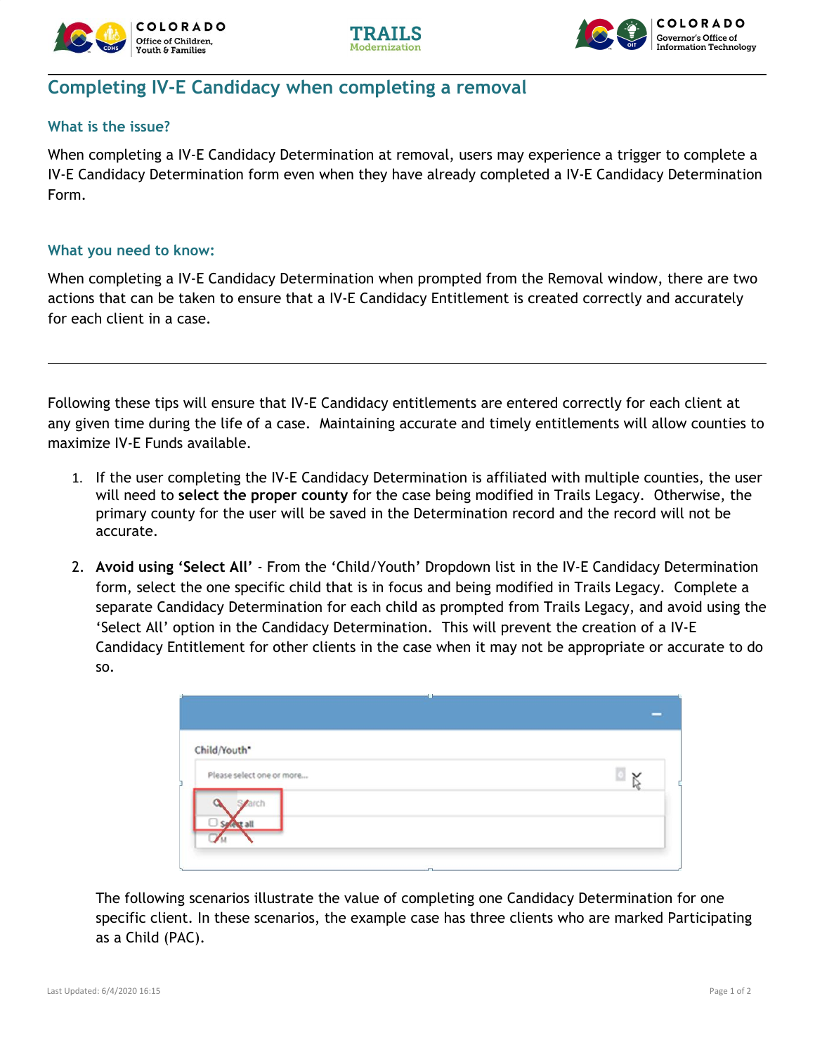# Completing IV-E Candidacy when completing a removal

## What is the issue?

When completing a IV-E Candidacy Determination at removal, users may experience a trigger to complete a IV-E Candidacy Determination form even when they have already completed a IV-E Candidacy Determination Form.

## What you need to know:

When completing a IV-E Candidacy Determination when prompted from the Removal window, there are two actions that can be taken to ensure that a IV-E Candidacy Entitlement is created correctly and accurately for each client in a case.

---

Following these tips will ensure that IV-E Candidacy entitlements are entered correctly for each client at any given time during the life of a case. Maintaining accurate and timely entitlements will allow counties to maximize IV-E Funds available.

1. If the user completing the IV-E Candidacy Determination is affiliated with multiple counties, the user will need to **select the proper county** for the case being modified in Trails Legacy. Otherwise, the primary county for the user will be saved in the Determination record and the record will not be accurate.

2. **Avoid using 'Select All'** - From the 'Child/Youth' Dropdown list in the IV-E Candidacy Determination form, select the one specific child that is in focus and being modified in Trails Legacy. Complete a separate Candidacy Determination for each child as prompted from Trails Legacy, and avoid using the 'Select All' option in the Candidacy Determination. This will prevent the creation of a IV-E Candidacy Entitlement for other clients in the case when it may not be appropriate or accurate to do so.

   The following scenarios illustrate the value of completing one Candidacy Determination for one specific client. In these scenarios, the example case has three clients who are marked Participating as a Child (PAC).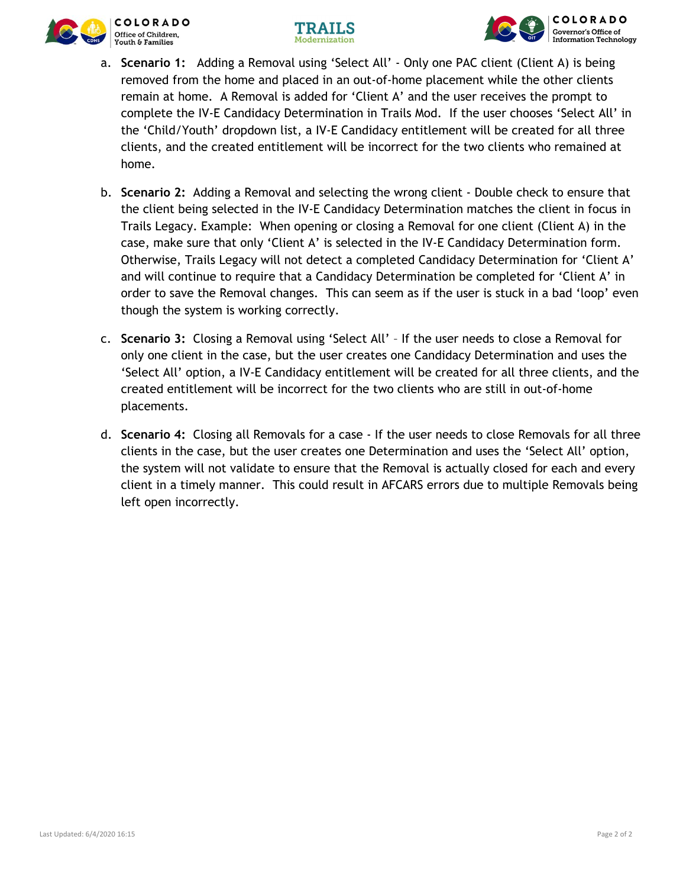a. **Scenario 1:** Adding a Removal using 'Select All' - Only one PAC client (Client A) is being removed from the home and placed in an out-of-home placement while the other clients remain at home. A Removal is added for 'Client A' and the user receives the prompt to complete the IV-E Candidacy Determination in Trails Mod. If the user chooses 'Select All' in the 'Child/Youth' dropdown list, a IV-E Candidacy entitlement will be created for all three clients, and the created entitlement will be incorrect for the two clients who remained at home.

b. **Scenario 2:** Adding a Removal and selecting the wrong client - Double check to ensure that the client being selected in the IV-E Candidacy Determination matches the client in focus in Trails Legacy. Example: When opening or closing a Removal for one client (Client A) in the case, make sure that only 'Client A' is selected in the IV-E Candidacy Determination form. Otherwise, Trails Legacy will not detect a completed Candidacy Determination for 'Client A' and will continue to require that a Candidacy Determination be completed for 'Client A' in order to save the Removal changes. This can seem as if the user is stuck in a bad 'loop' even though the system is working correctly.

c. **Scenario 3:** Closing a Removal using 'Select All' – If the user needs to close a Removal for only one client in the case, but the user creates one Candidacy Determination and uses the 'Select All' option, a IV-E Candidacy entitlement will be created for all three clients, and the created entitlement will be incorrect for the two clients who are still in out-of-home placements.

d. **Scenario 4:** Closing all Removals for a case - If the user needs to close Removals for all three clients in the case, but the user creates one Determination and uses the 'Select All' option, the system will not validate to ensure that the Removal is actually closed for each and every client in a timely manner. This could result in AFCARS errors due to multiple Removals being left open incorrectly.